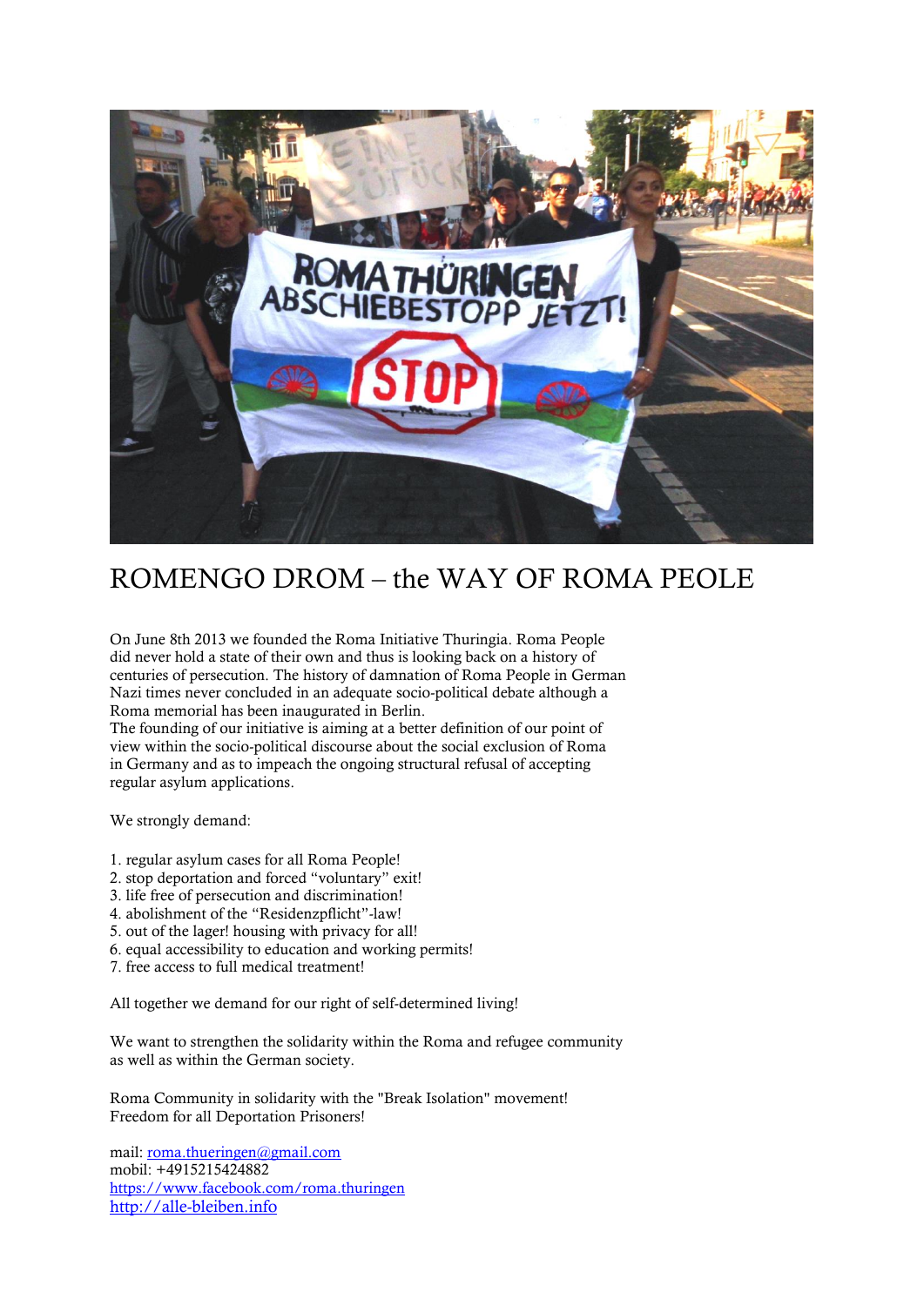# ROMENGO DROM – the WAY OF ROMA PEOLE

On June 8th 2013 we founded the Roma Initiative Thuringia. Roma People did never hold a state of their own and thus is looking back on a history of centuries of persecution. The history of damnation of Roma People in German Nazi times never concluded in an adequate socio-political debate although a Roma memorial has been inaugurated in Berlin.
The founding of our initiative is aiming at a better definition of our point of view within the socio-political discourse about the social exclusion of Roma in Germany and as to impeach the ongoing structural refusal of accepting regular asylum applications.

We strongly demand:

1. regular asylum cases for all Roma People!
2. stop deportation and forced "voluntary" exit!
3. life free of persecution and discrimination!
4. abolishment of the "Residenzpflicht"-law!
5. out of the lager! housing with privacy for all!
6. equal accessibility to education and working permits!
7. free access to full medical treatment!

All together we demand for our right of self-determined living!

We want to strengthen the solidarity within the Roma and refugee community as well as within the German society.

Roma Community in solidarity with the "Break Isolation" movement!
Freedom for all Deportation Prisoners!

mail: roma.thueringen@gmail.com
mobil: +4915215424882
https://www.facebook.com/roma.thuringen
http://alle-bleiben.info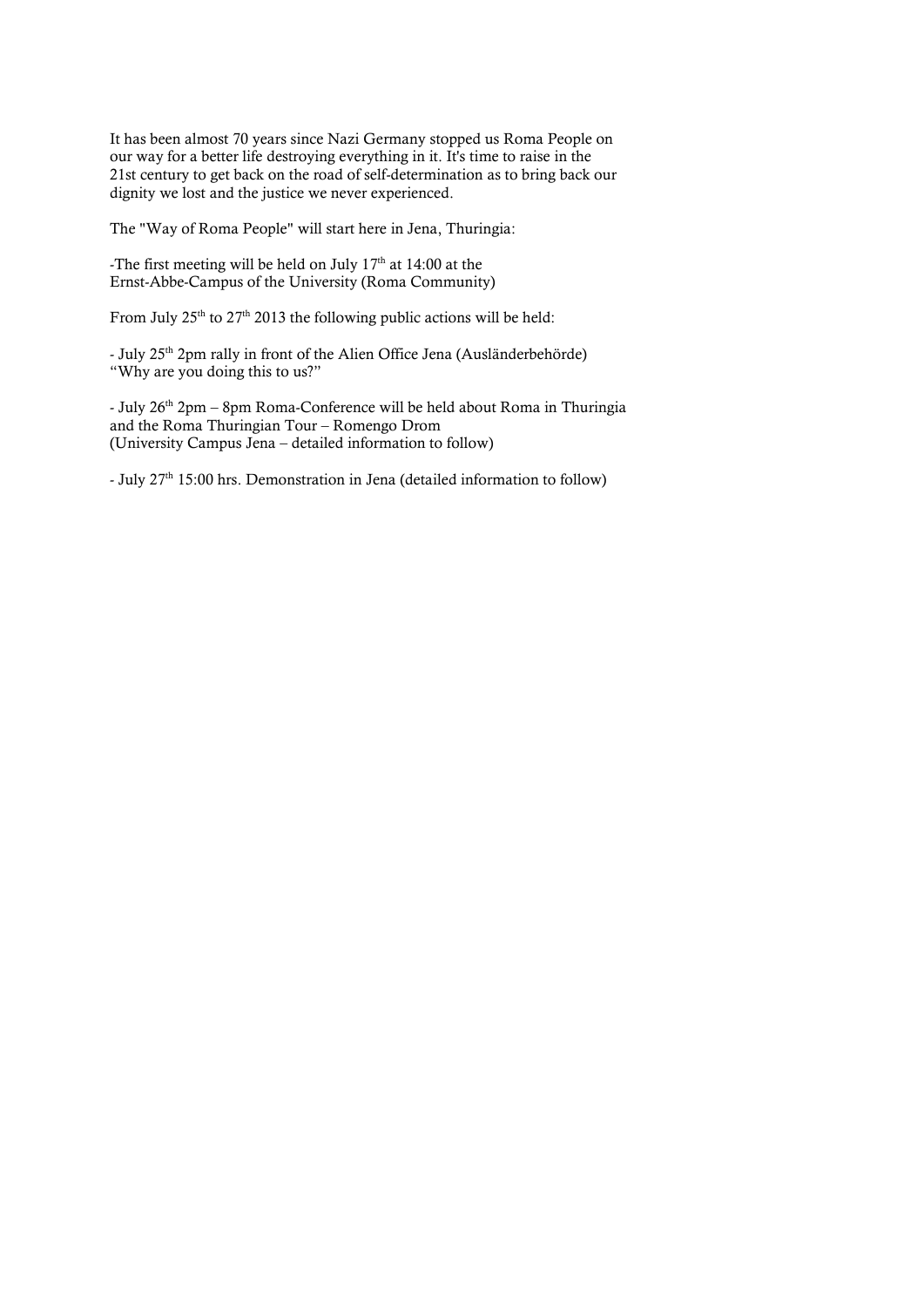It has been almost 70 years since Nazi Germany stopped us Roma People on our way for a better life destroying everything in it. It's time to raise in the 21st century to get back on the road of self-determination as to bring back our dignity we lost and the justice we never experienced.

The "Way of Roma People" will start here in Jena, Thuringia:

-The first meeting will be held on July 17th at 14:00 at the Ernst-Abbe-Campus of the University (Roma Community)

From July 25th to 27th 2013 the following public actions will be held:

- July 25th 2pm rally in front of the Alien Office Jena (Ausländerbehörde) "Why are you doing this to us?"

- July 26th 2pm – 8pm Roma-Conference will be held about Roma in Thuringia and the Roma Thuringian Tour – Romengo Drom (University Campus Jena – detailed information to follow)

- July 27th 15:00 hrs. Demonstration in Jena (detailed information to follow)